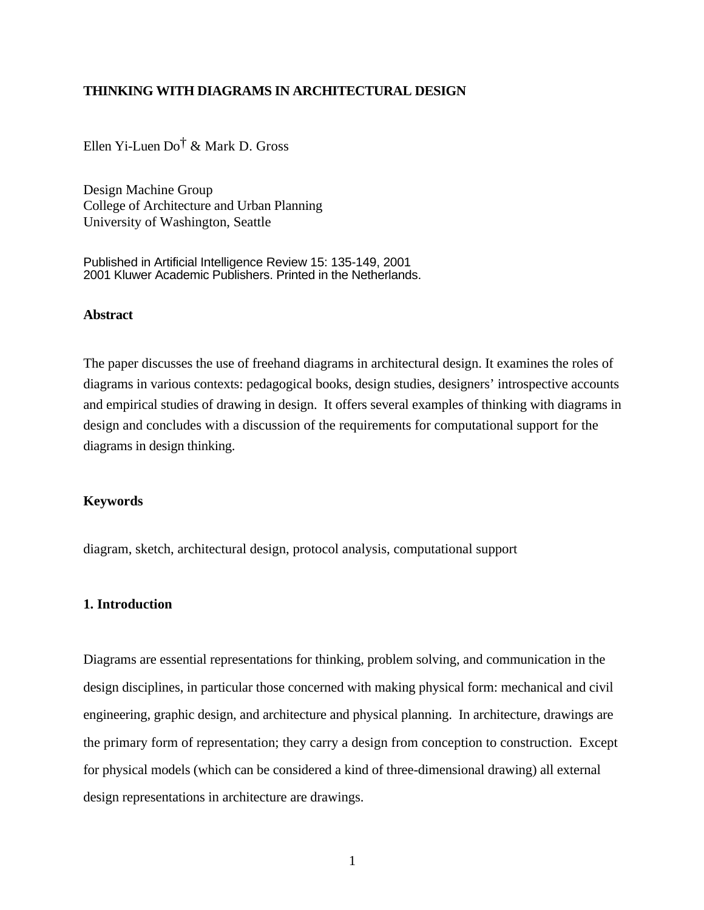# THINKING WITH DIAGRAMS IN ARCHITECTURAL DESIGN

Ellen Yi-Luen Do[†] & Mark D. Gross

Design Machine Group
College of Architecture and Urban Planning
University of Washington, Seattle

Published in Artificial Intelligence Review 15: 135-149, 2001
2001 Kluwer Academic Publishers. Printed in the Netherlands.

## Abstract

The paper discusses the use of freehand diagrams in architectural design. It examines the roles of diagrams in various contexts: pedagogical books, design studies, designers' introspective accounts and empirical studies of drawing in design. It offers several examples of thinking with diagrams in design and concludes with a discussion of the requirements for computational support for the diagrams in design thinking.

## Keywords

diagram, sketch, architectural design, protocol analysis, computational support

## 1. Introduction

Diagrams are essential representations for thinking, problem solving, and communication in the design disciplines, in particular those concerned with making physical form: mechanical and civil engineering, graphic design, and architecture and physical planning. In architecture, drawings are the primary form of representation; they carry a design from conception to construction. Except for physical models (which can be considered a kind of three-dimensional drawing) all external design representations in architecture are drawings.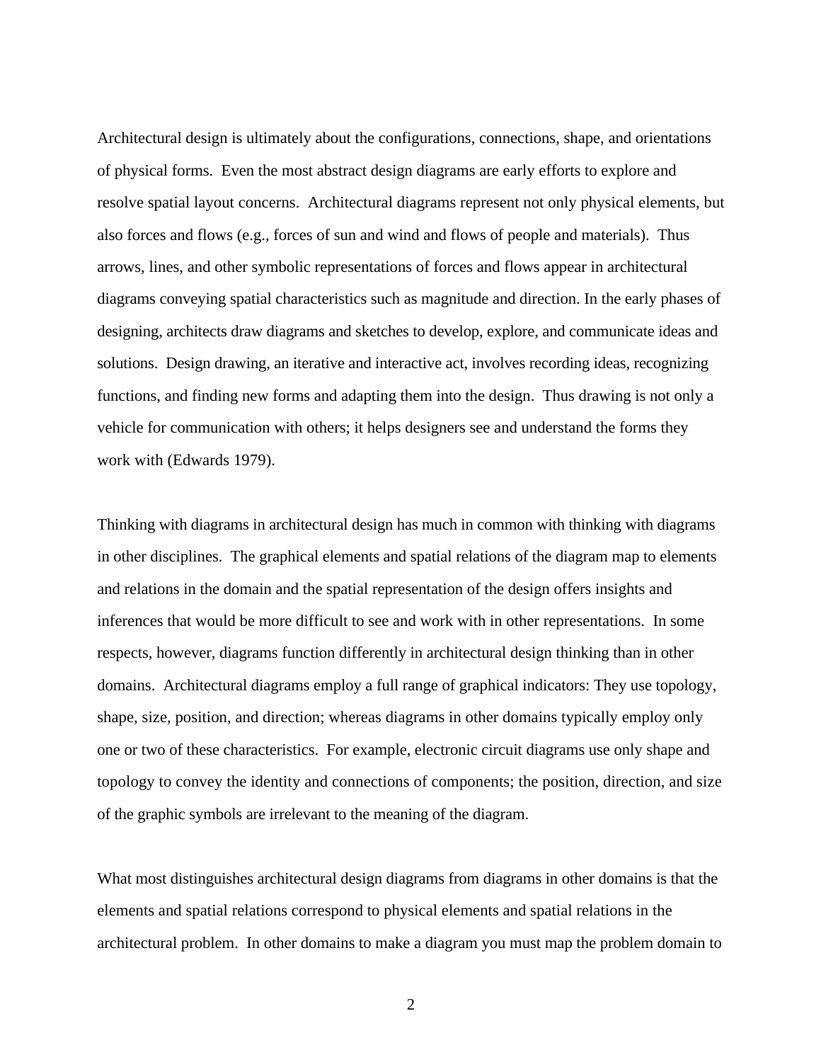Architectural design is ultimately about the configurations, connections, shape, and orientations of physical forms.  Even the most abstract design diagrams are early efforts to explore and resolve spatial layout concerns.  Architectural diagrams represent not only physical elements, but also forces and flows (e.g., forces of sun and wind and flows of people and materials).  Thus arrows, lines, and other symbolic representations of forces and flows appear in architectural diagrams conveying spatial characteristics such as magnitude and direction. In the early phases of designing, architects draw diagrams and sketches to develop, explore, and communicate ideas and solutions.  Design drawing, an iterative and interactive act, involves recording ideas, recognizing functions, and finding new forms and adapting them into the design.  Thus drawing is not only a vehicle for communication with others; it helps designers see and understand the forms they work with (Edwards 1979).

Thinking with diagrams in architectural design has much in common with thinking with diagrams in other disciplines.  The graphical elements and spatial relations of the diagram map to elements and relations in the domain and the spatial representation of the design offers insights and inferences that would be more difficult to see and work with in other representations.  In some respects, however, diagrams function differently in architectural design thinking than in other domains.  Architectural diagrams employ a full range of graphical indicators: They use topology, shape, size, position, and direction; whereas diagrams in other domains typically employ only one or two of these characteristics.  For example, electronic circuit diagrams use only shape and topology to convey the identity and connections of components; the position, direction, and size of the graphic symbols are irrelevant to the meaning of the diagram.

What most distinguishes architectural design diagrams from diagrams in other domains is that the elements and spatial relations correspond to physical elements and spatial relations in the architectural problem.  In other domains to make a diagram you must map the problem domain to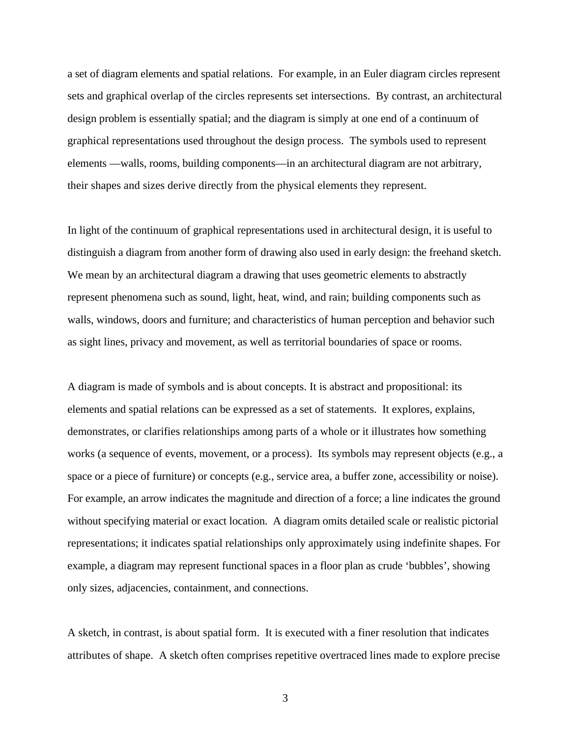a set of diagram elements and spatial relations. For example, in an Euler diagram circles represent sets and graphical overlap of the circles represents set intersections. By contrast, an architectural design problem is essentially spatial; and the diagram is simply at one end of a continuum of graphical representations used throughout the design process. The symbols used to represent elements —walls, rooms, building components—in an architectural diagram are not arbitrary, their shapes and sizes derive directly from the physical elements they represent.

In light of the continuum of graphical representations used in architectural design, it is useful to distinguish a diagram from another form of drawing also used in early design: the freehand sketch. We mean by an architectural diagram a drawing that uses geometric elements to abstractly represent phenomena such as sound, light, heat, wind, and rain; building components such as walls, windows, doors and furniture; and characteristics of human perception and behavior such as sight lines, privacy and movement, as well as territorial boundaries of space or rooms.

A diagram is made of symbols and is about concepts. It is abstract and propositional: its elements and spatial relations can be expressed as a set of statements. It explores, explains, demonstrates, or clarifies relationships among parts of a whole or it illustrates how something works (a sequence of events, movement, or a process). Its symbols may represent objects (e.g., a space or a piece of furniture) or concepts (e.g., service area, a buffer zone, accessibility or noise). For example, an arrow indicates the magnitude and direction of a force; a line indicates the ground without specifying material or exact location. A diagram omits detailed scale or realistic pictorial representations; it indicates spatial relationships only approximately using indefinite shapes. For example, a diagram may represent functional spaces in a floor plan as crude 'bubbles', showing only sizes, adjacencies, containment, and connections.

A sketch, in contrast, is about spatial form. It is executed with a finer resolution that indicates attributes of shape. A sketch often comprises repetitive overtraced lines made to explore precise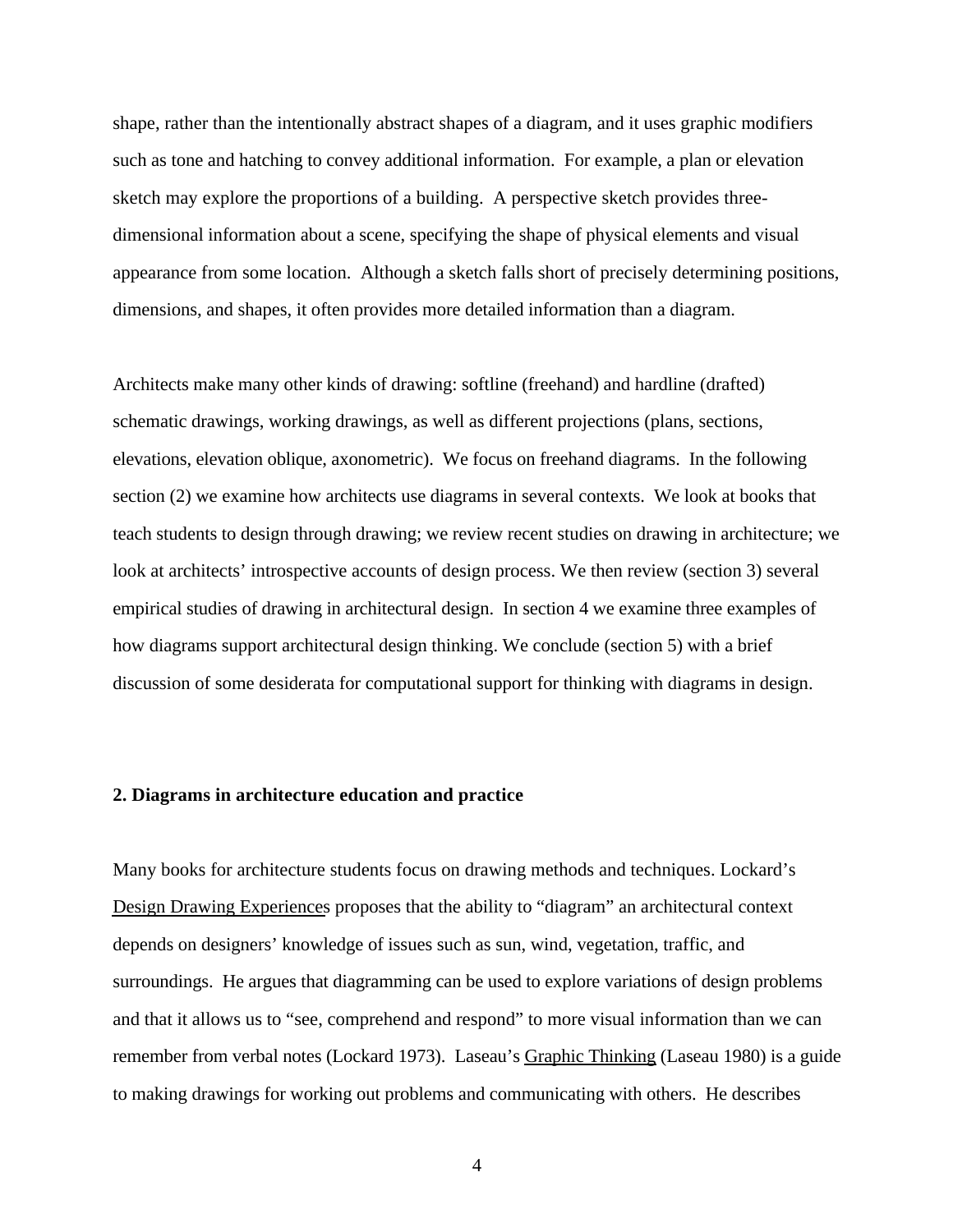shape, rather than the intentionally abstract shapes of a diagram, and it uses graphic modifiers such as tone and hatching to convey additional information. For example, a plan or elevation sketch may explore the proportions of a building. A perspective sketch provides three-dimensional information about a scene, specifying the shape of physical elements and visual appearance from some location. Although a sketch falls short of precisely determining positions, dimensions, and shapes, it often provides more detailed information than a diagram.

Architects make many other kinds of drawing: softline (freehand) and hardline (drafted) schematic drawings, working drawings, as well as different projections (plans, sections, elevations, elevation oblique, axonometric). We focus on freehand diagrams. In the following section (2) we examine how architects use diagrams in several contexts. We look at books that teach students to design through drawing; we review recent studies on drawing in architecture; we look at architects' introspective accounts of design process. We then review (section 3) several empirical studies of drawing in architectural design. In section 4 we examine three examples of how diagrams support architectural design thinking. We conclude (section 5) with a brief discussion of some desiderata for computational support for thinking with diagrams in design.

## 2. Diagrams in architecture education and practice

Many books for architecture students focus on drawing methods and techniques. Lockard's Design Drawing Experiences proposes that the ability to "diagram" an architectural context depends on designers' knowledge of issues such as sun, wind, vegetation, traffic, and surroundings. He argues that diagramming can be used to explore variations of design problems and that it allows us to "see, comprehend and respond" to more visual information than we can remember from verbal notes (Lockard 1973). Laseau's Graphic Thinking (Laseau 1980) is a guide to making drawings for working out problems and communicating with others. He describes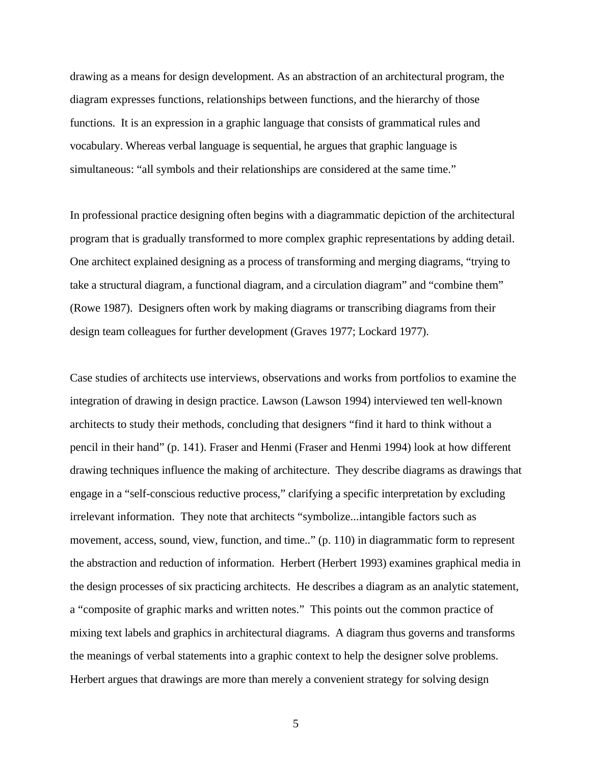drawing as a means for design development. As an abstraction of an architectural program, the diagram expresses functions, relationships between functions, and the hierarchy of those functions. It is an expression in a graphic language that consists of grammatical rules and vocabulary. Whereas verbal language is sequential, he argues that graphic language is simultaneous: "all symbols and their relationships are considered at the same time."

In professional practice designing often begins with a diagrammatic depiction of the architectural program that is gradually transformed to more complex graphic representations by adding detail. One architect explained designing as a process of transforming and merging diagrams, "trying to take a structural diagram, a functional diagram, and a circulation diagram" and "combine them" (Rowe 1987). Designers often work by making diagrams or transcribing diagrams from their design team colleagues for further development (Graves 1977; Lockard 1977).

Case studies of architects use interviews, observations and works from portfolios to examine the integration of drawing in design practice. Lawson (Lawson 1994) interviewed ten well-known architects to study their methods, concluding that designers "find it hard to think without a pencil in their hand" (p. 141). Fraser and Henmi (Fraser and Henmi 1994) look at how different drawing techniques influence the making of architecture. They describe diagrams as drawings that engage in a "self-conscious reductive process," clarifying a specific interpretation by excluding irrelevant information. They note that architects "symbolize...intangible factors such as movement, access, sound, view, function, and time.." (p. 110) in diagrammatic form to represent the abstraction and reduction of information. Herbert (Herbert 1993) examines graphical media in the design processes of six practicing architects. He describes a diagram as an analytic statement, a "composite of graphic marks and written notes." This points out the common practice of mixing text labels and graphics in architectural diagrams. A diagram thus governs and transforms the meanings of verbal statements into a graphic context to help the designer solve problems. Herbert argues that drawings are more than merely a convenient strategy for solving design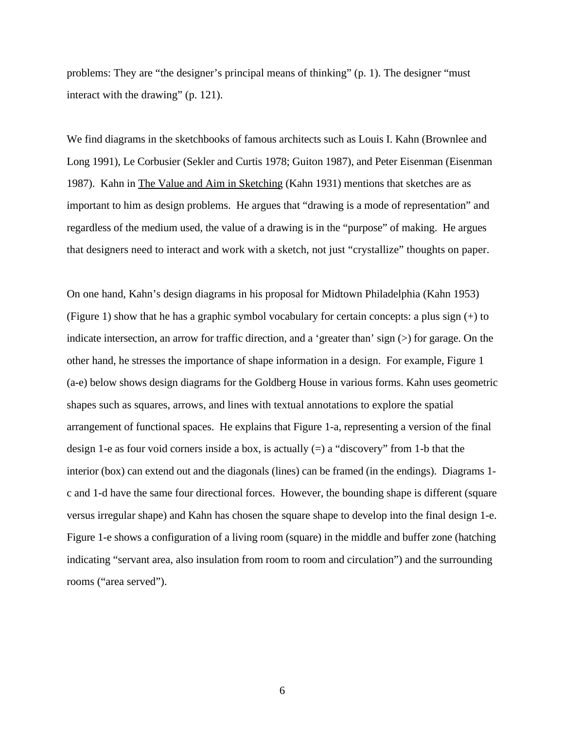problems: They are “the designer’s principal means of thinking” (p. 1). The designer “must interact with the drawing” (p. 121).

We find diagrams in the sketchbooks of famous architects such as Louis I. Kahn (Brownlee and Long 1991), Le Corbusier (Sekler and Curtis 1978; Guiton 1987), and Peter Eisenman (Eisenman 1987). Kahn in <u>The Value and Aim in Sketching</u> (Kahn 1931) mentions that sketches are as important to him as design problems. He argues that “drawing is a mode of representation” and regardless of the medium used, the value of a drawing is in the “purpose” of making. He argues that designers need to interact and work with a sketch, not just “crystallize” thoughts on paper.

On one hand, Kahn’s design diagrams in his proposal for Midtown Philadelphia (Kahn 1953) (Figure 1) show that he has a graphic symbol vocabulary for certain concepts: a plus sign (+) to indicate intersection, an arrow for traffic direction, and a ‘greater than’ sign (>) for garage. On the other hand, he stresses the importance of shape information in a design. For example, Figure 1 (a-e) below shows design diagrams for the Goldberg House in various forms. Kahn uses geometric shapes such as squares, arrows, and lines with textual annotations to explore the spatial arrangement of functional spaces. He explains that Figure 1-a, representing a version of the final design 1-e as four void corners inside a box, is actually (=) a “discovery” from 1-b that the interior (box) can extend out and the diagonals (lines) can be framed (in the endings). Diagrams 1-c and 1-d have the same four directional forces. However, the bounding shape is different (square versus irregular shape) and Kahn has chosen the square shape to develop into the final design 1-e. Figure 1-e shows a configuration of a living room (square) in the middle and buffer zone (hatching indicating “servant area, also insulation from room to room and circulation”) and the surrounding rooms (“area served”).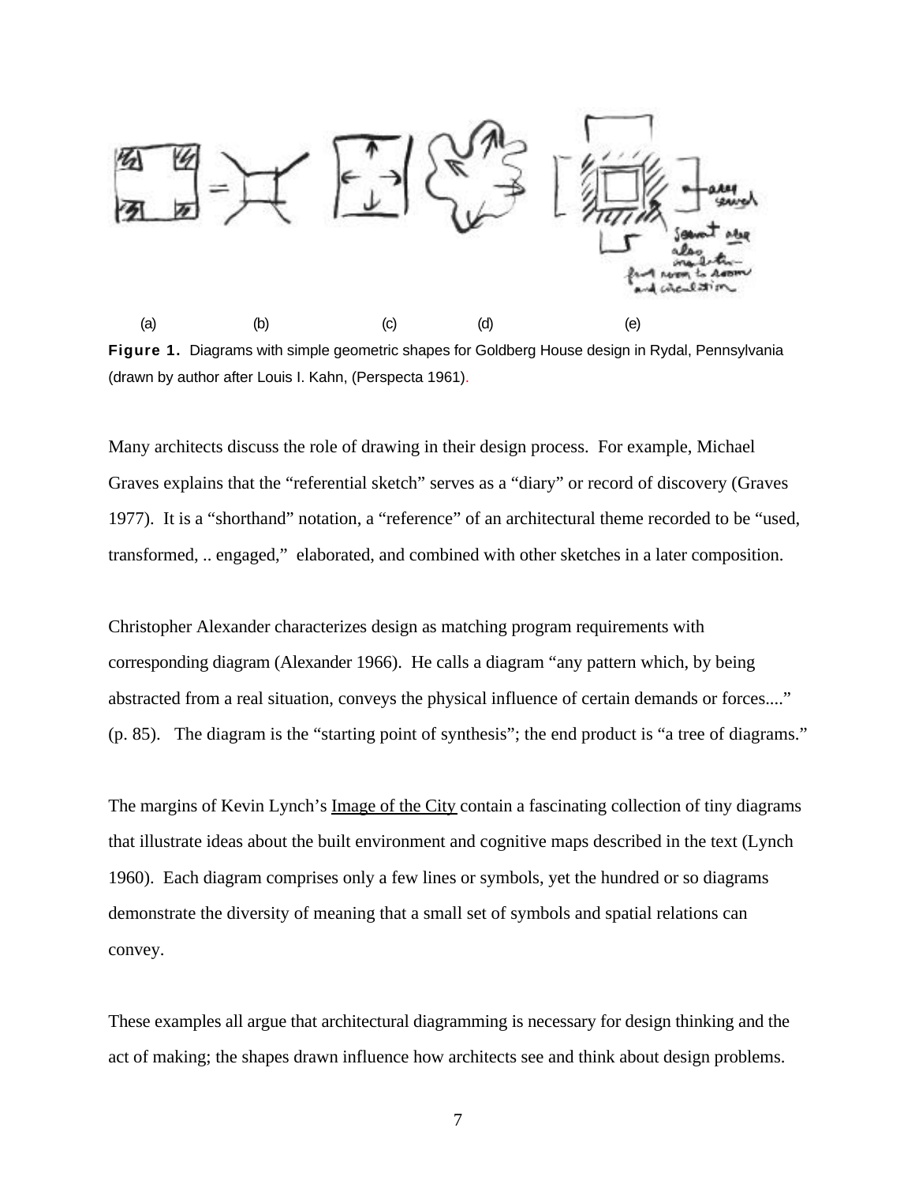(a) (b) (c) (d) (e)

**Figure 1.** Diagrams with simple geometric shapes for Goldberg House design in Rydal, Pennsylvania (drawn by author after Louis I. Kahn, (Perspecta 1961).

Many architects discuss the role of drawing in their design process. For example, Michael Graves explains that the "referential sketch" serves as a "diary" or record of discovery (Graves 1977). It is a "shorthand" notation, a "reference" of an architectural theme recorded to be "used, transformed, .. engaged," elaborated, and combined with other sketches in a later composition.

Christopher Alexander characterizes design as matching program requirements with corresponding diagram (Alexander 1966). He calls a diagram "any pattern which, by being abstracted from a real situation, conveys the physical influence of certain demands or forces...." (p. 85). The diagram is the "starting point of synthesis"; the end product is "a tree of diagrams."

The margins of Kevin Lynch's Image of the City contain a fascinating collection of tiny diagrams that illustrate ideas about the built environment and cognitive maps described in the text (Lynch 1960). Each diagram comprises only a few lines or symbols, yet the hundred or so diagrams demonstrate the diversity of meaning that a small set of symbols and spatial relations can convey.

These examples all argue that architectural diagramming is necessary for design thinking and the act of making; the shapes drawn influence how architects see and think about design problems.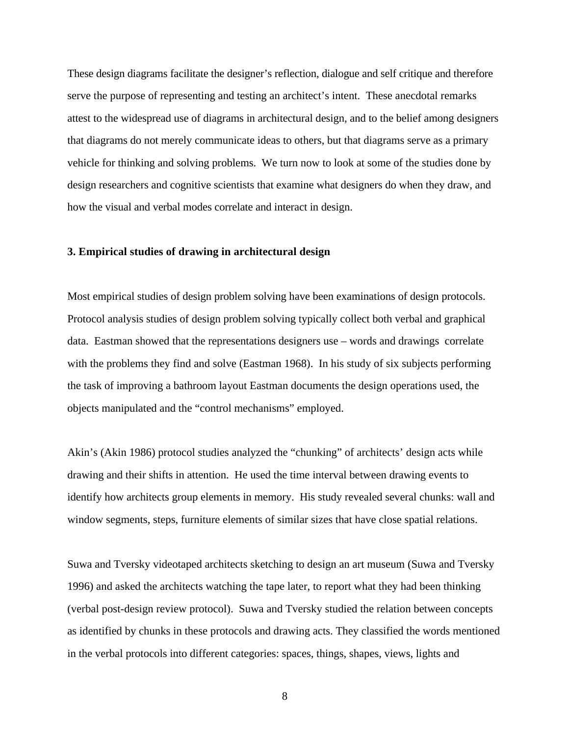These design diagrams facilitate the designer's reflection, dialogue and self critique and therefore serve the purpose of representing and testing an architect's intent. These anecdotal remarks attest to the widespread use of diagrams in architectural design, and to the belief among designers that diagrams do not merely communicate ideas to others, but that diagrams serve as a primary vehicle for thinking and solving problems. We turn now to look at some of the studies done by design researchers and cognitive scientists that examine what designers do when they draw, and how the visual and verbal modes correlate and interact in design.

## 3. Empirical studies of drawing in architectural design

Most empirical studies of design problem solving have been examinations of design protocols. Protocol analysis studies of design problem solving typically collect both verbal and graphical data. Eastman showed that the representations designers use – words and drawings correlate with the problems they find and solve (Eastman 1968). In his study of six subjects performing the task of improving a bathroom layout Eastman documents the design operations used, the objects manipulated and the "control mechanisms" employed.

Akin's (Akin 1986) protocol studies analyzed the "chunking" of architects' design acts while drawing and their shifts in attention. He used the time interval between drawing events to identify how architects group elements in memory. His study revealed several chunks: wall and window segments, steps, furniture elements of similar sizes that have close spatial relations.

Suwa and Tversky videotaped architects sketching to design an art museum (Suwa and Tversky 1996) and asked the architects watching the tape later, to report what they had been thinking (verbal post-design review protocol). Suwa and Tversky studied the relation between concepts as identified by chunks in these protocols and drawing acts. They classified the words mentioned in the verbal protocols into different categories: spaces, things, shapes, views, lights and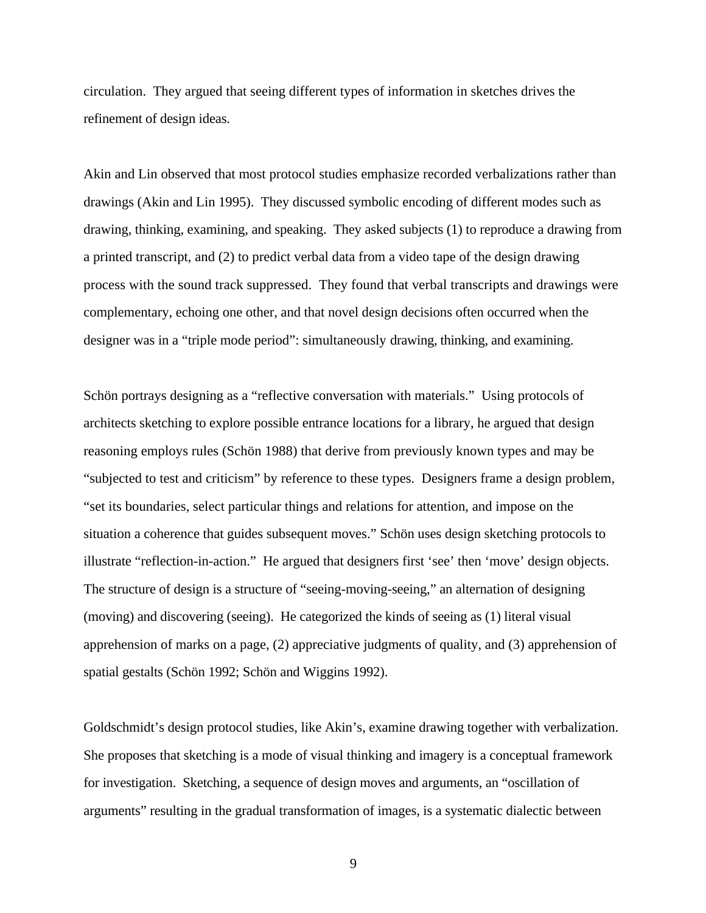circulation. They argued that seeing different types of information in sketches drives the refinement of design ideas.

Akin and Lin observed that most protocol studies emphasize recorded verbalizations rather than drawings (Akin and Lin 1995). They discussed symbolic encoding of different modes such as drawing, thinking, examining, and speaking. They asked subjects (1) to reproduce a drawing from a printed transcript, and (2) to predict verbal data from a video tape of the design drawing process with the sound track suppressed. They found that verbal transcripts and drawings were complementary, echoing one other, and that novel design decisions often occurred when the designer was in a "triple mode period": simultaneously drawing, thinking, and examining.

Schön portrays designing as a "reflective conversation with materials." Using protocols of architects sketching to explore possible entrance locations for a library, he argued that design reasoning employs rules (Schön 1988) that derive from previously known types and may be "subjected to test and criticism" by reference to these types. Designers frame a design problem, "set its boundaries, select particular things and relations for attention, and impose on the situation a coherence that guides subsequent moves." Schön uses design sketching protocols to illustrate "reflection-in-action." He argued that designers first 'see' then 'move' design objects. The structure of design is a structure of "seeing-moving-seeing," an alternation of designing (moving) and discovering (seeing). He categorized the kinds of seeing as (1) literal visual apprehension of marks on a page, (2) appreciative judgments of quality, and (3) apprehension of spatial gestalts (Schön 1992; Schön and Wiggins 1992).

Goldschmidt's design protocol studies, like Akin's, examine drawing together with verbalization. She proposes that sketching is a mode of visual thinking and imagery is a conceptual framework for investigation. Sketching, a sequence of design moves and arguments, an "oscillation of arguments" resulting in the gradual transformation of images, is a systematic dialectic between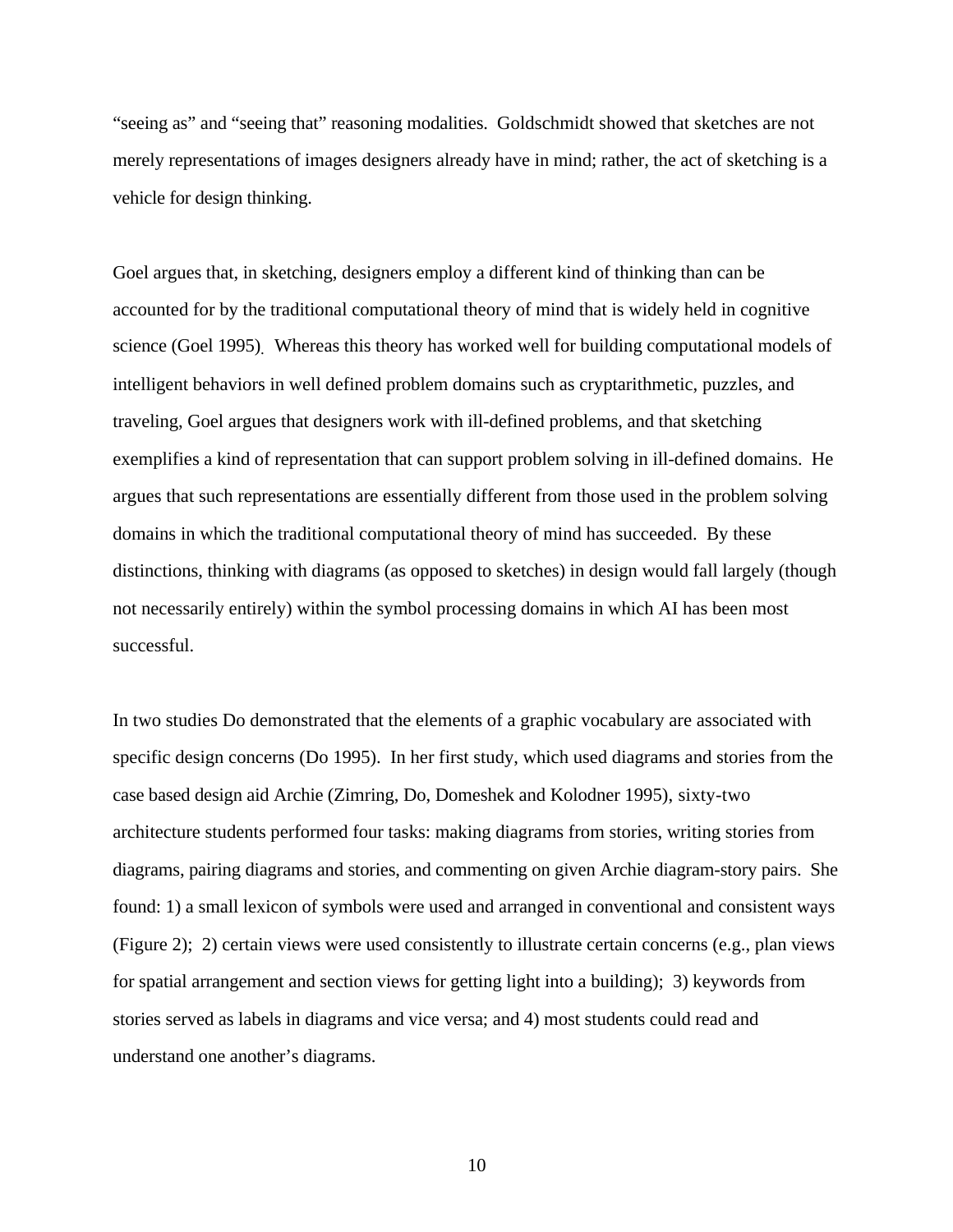"seeing as" and "seeing that" reasoning modalities. Goldschmidt showed that sketches are not merely representations of images designers already have in mind; rather, the act of sketching is a vehicle for design thinking.

Goel argues that, in sketching, designers employ a different kind of thinking than can be accounted for by the traditional computational theory of mind that is widely held in cognitive science (Goel 1995). Whereas this theory has worked well for building computational models of intelligent behaviors in well defined problem domains such as cryptarithmetic, puzzles, and traveling, Goel argues that designers work with ill-defined problems, and that sketching exemplifies a kind of representation that can support problem solving in ill-defined domains. He argues that such representations are essentially different from those used in the problem solving domains in which the traditional computational theory of mind has succeeded. By these distinctions, thinking with diagrams (as opposed to sketches) in design would fall largely (though not necessarily entirely) within the symbol processing domains in which AI has been most successful.

In two studies Do demonstrated that the elements of a graphic vocabulary are associated with specific design concerns (Do 1995). In her first study, which used diagrams and stories from the case based design aid Archie (Zimring, Do, Domeshek and Kolodner 1995), sixty-two architecture students performed four tasks: making diagrams from stories, writing stories from diagrams, pairing diagrams and stories, and commenting on given Archie diagram-story pairs. She found: 1) a small lexicon of symbols were used and arranged in conventional and consistent ways (Figure 2); 2) certain views were used consistently to illustrate certain concerns (e.g., plan views for spatial arrangement and section views for getting light into a building); 3) keywords from stories served as labels in diagrams and vice versa; and 4) most students could read and understand one another's diagrams.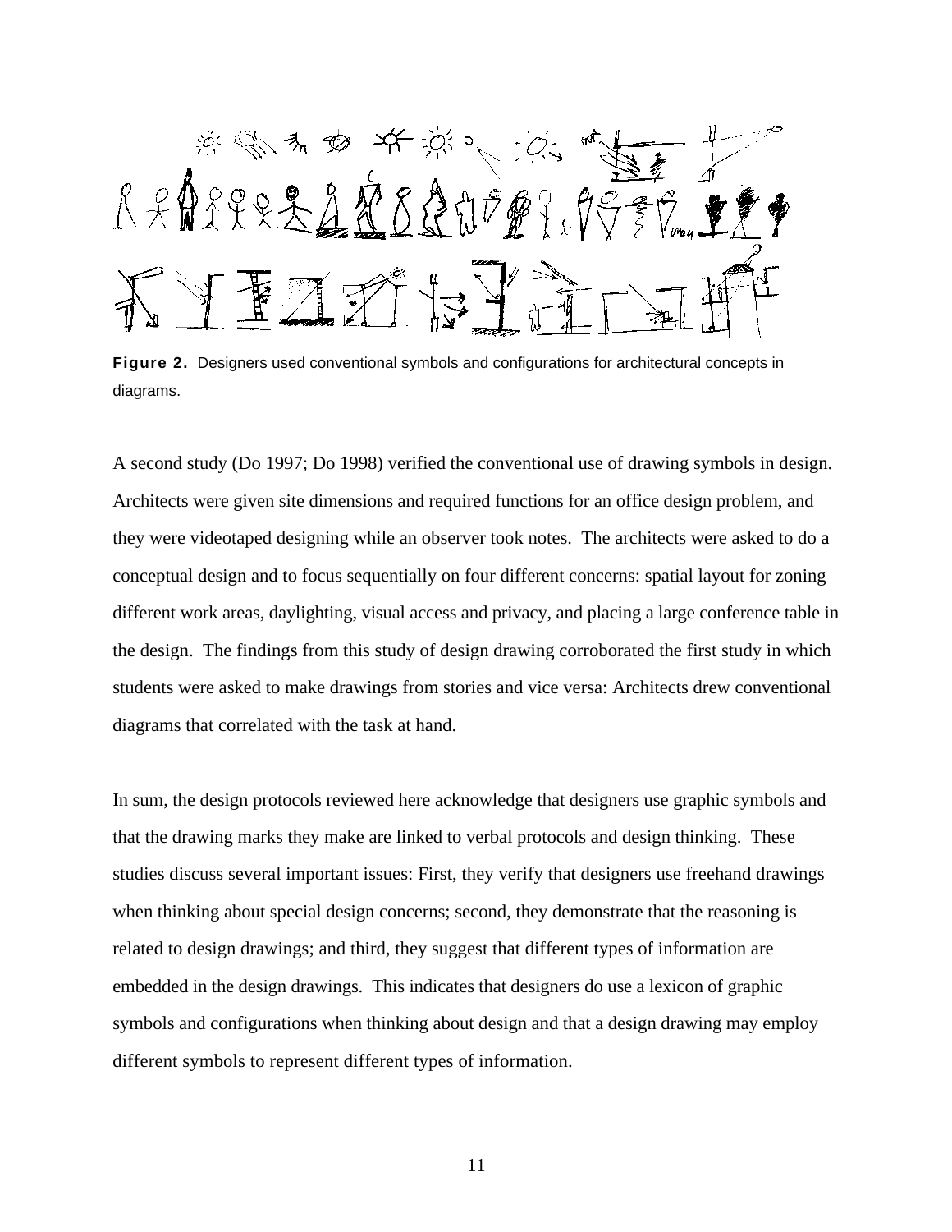**Figure 2.** Designers used conventional symbols and configurations for architectural concepts in diagrams.

A second study (Do 1997; Do 1998) verified the conventional use of drawing symbols in design. Architects were given site dimensions and required functions for an office design problem, and they were videotaped designing while an observer took notes. The architects were asked to do a conceptual design and to focus sequentially on four different concerns: spatial layout for zoning different work areas, daylighting, visual access and privacy, and placing a large conference table in the design. The findings from this study of design drawing corroborated the first study in which students were asked to make drawings from stories and vice versa: Architects drew conventional diagrams that correlated with the task at hand.

In sum, the design protocols reviewed here acknowledge that designers use graphic symbols and that the drawing marks they make are linked to verbal protocols and design thinking. These studies discuss several important issues: First, they verify that designers use freehand drawings when thinking about special design concerns; second, they demonstrate that the reasoning is related to design drawings; and third, they suggest that different types of information are embedded in the design drawings. This indicates that designers do use a lexicon of graphic symbols and configurations when thinking about design and that a design drawing may employ different symbols to represent different types of information.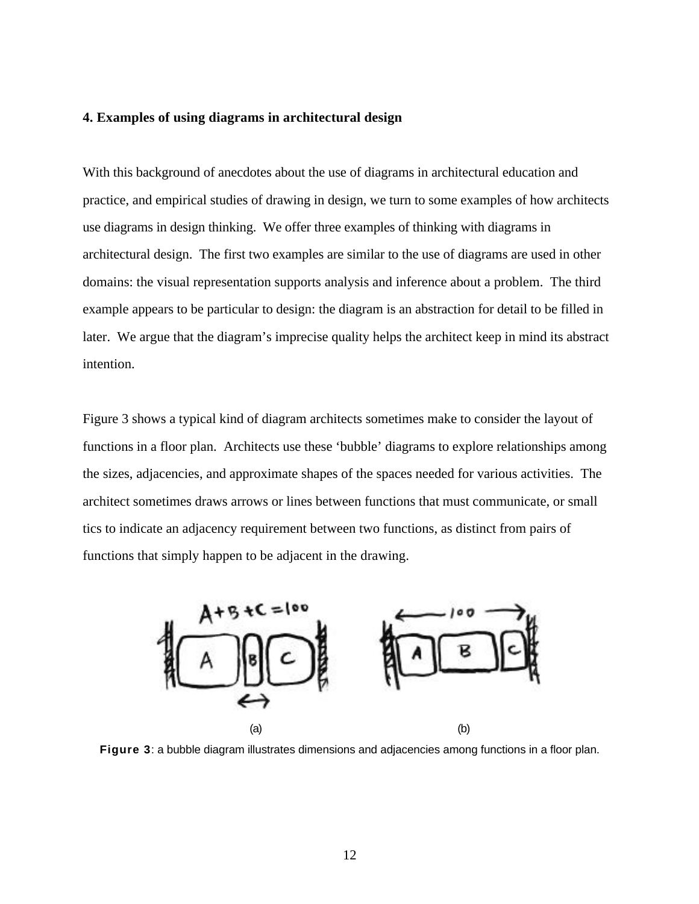## 4. Examples of using diagrams in architectural design

With this background of anecdotes about the use of diagrams in architectural education and practice, and empirical studies of drawing in design, we turn to some examples of how architects use diagrams in design thinking. We offer three examples of thinking with diagrams in architectural design. The first two examples are similar to the use of diagrams are used in other domains: the visual representation supports analysis and inference about a problem. The third example appears to be particular to design: the diagram is an abstraction for detail to be filled in later. We argue that the diagram's imprecise quality helps the architect keep in mind its abstract intention.

Figure 3 shows a typical kind of diagram architects sometimes make to consider the layout of functions in a floor plan. Architects use these 'bubble' diagrams to explore relationships among the sizes, adjacencies, and approximate shapes of the spaces needed for various activities. The architect sometimes draws arrows or lines between functions that must communicate, or small tics to indicate an adjacency requirement between two functions, as distinct from pairs of functions that simply happen to be adjacent in the drawing.

(a) (b)

**Figure 3**: a bubble diagram illustrates dimensions and adjacencies among functions in a floor plan.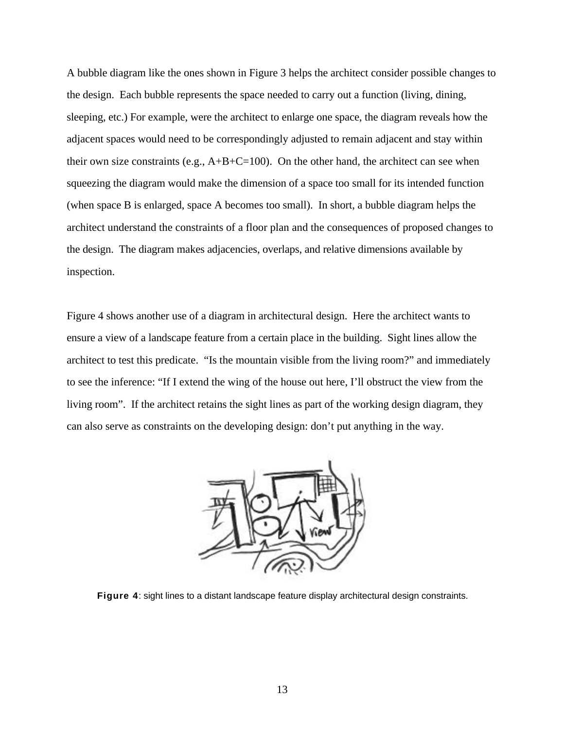A bubble diagram like the ones shown in Figure 3 helps the architect consider possible changes to the design. Each bubble represents the space needed to carry out a function (living, dining, sleeping, etc.) For example, were the architect to enlarge one space, the diagram reveals how the adjacent spaces would need to be correspondingly adjusted to remain adjacent and stay within their own size constraints (e.g., A+B+C=100). On the other hand, the architect can see when squeezing the diagram would make the dimension of a space too small for its intended function (when space B is enlarged, space A becomes too small). In short, a bubble diagram helps the architect understand the constraints of a floor plan and the consequences of proposed changes to the design. The diagram makes adjacencies, overlaps, and relative dimensions available by inspection.

Figure 4 shows another use of a diagram in architectural design. Here the architect wants to ensure a view of a landscape feature from a certain place in the building. Sight lines allow the architect to test this predicate. "Is the mountain visible from the living room?" and immediately to see the inference: "If I extend the wing of the house out here, I'll obstruct the view from the living room". If the architect retains the sight lines as part of the working design diagram, they can also serve as constraints on the developing design: don't put anything in the way.

**Figure 4**: sight lines to a distant landscape feature display architectural design constraints.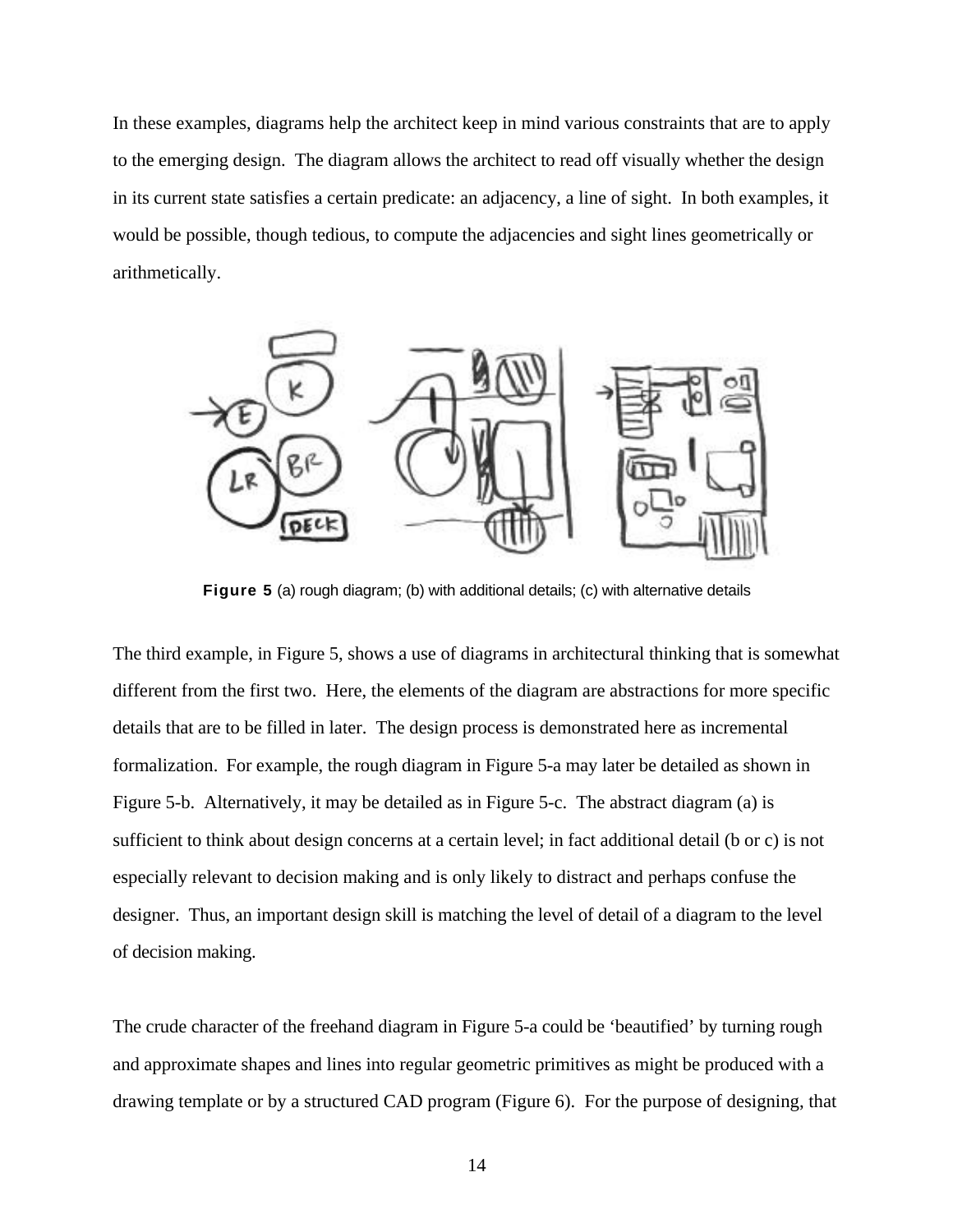In these examples, diagrams help the architect keep in mind various constraints that are to apply to the emerging design. The diagram allows the architect to read off visually whether the design in its current state satisfies a certain predicate: an adjacency, a line of sight. In both examples, it would be possible, though tedious, to compute the adjacencies and sight lines geometrically or arithmetically.

**Figure 5** (a) rough diagram; (b) with additional details; (c) with alternative details

The third example, in Figure 5, shows a use of diagrams in architectural thinking that is somewhat different from the first two. Here, the elements of the diagram are abstractions for more specific details that are to be filled in later. The design process is demonstrated here as incremental formalization. For example, the rough diagram in Figure 5-a may later be detailed as shown in Figure 5-b. Alternatively, it may be detailed as in Figure 5-c. The abstract diagram (a) is sufficient to think about design concerns at a certain level; in fact additional detail (b or c) is not especially relevant to decision making and is only likely to distract and perhaps confuse the designer. Thus, an important design skill is matching the level of detail of a diagram to the level of decision making.

The crude character of the freehand diagram in Figure 5-a could be 'beautified' by turning rough and approximate shapes and lines into regular geometric primitives as might be produced with a drawing template or by a structured CAD program (Figure 6). For the purpose of designing, that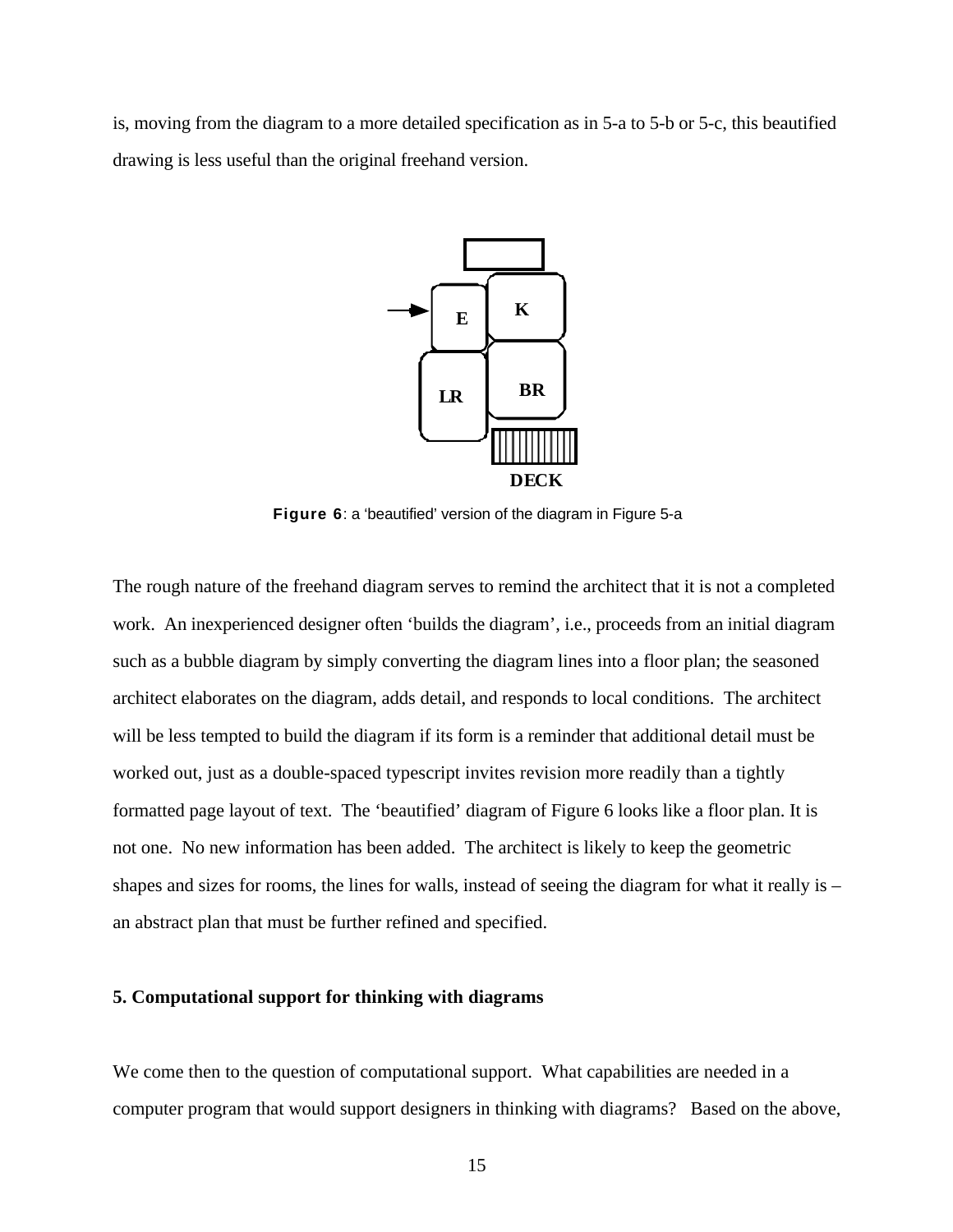is, moving from the diagram to a more detailed specification as in 5-a to 5-b or 5-c, this beautified drawing is less useful than the original freehand version.

E K LR BR DECK

**Figure 6**: a 'beautified' version of the diagram in Figure 5-a

The rough nature of the freehand diagram serves to remind the architect that it is not a completed work. An inexperienced designer often 'builds the diagram', i.e., proceeds from an initial diagram such as a bubble diagram by simply converting the diagram lines into a floor plan; the seasoned architect elaborates on the diagram, adds detail, and responds to local conditions. The architect will be less tempted to build the diagram if its form is a reminder that additional detail must be worked out, just as a double-spaced typescript invites revision more readily than a tightly formatted page layout of text. The 'beautified' diagram of Figure 6 looks like a floor plan. It is not one. No new information has been added. The architect is likely to keep the geometric shapes and sizes for rooms, the lines for walls, instead of seeing the diagram for what it really is – an abstract plan that must be further refined and specified.

## 5. Computational support for thinking with diagrams

We come then to the question of computational support. What capabilities are needed in a computer program that would support designers in thinking with diagrams? Based on the above,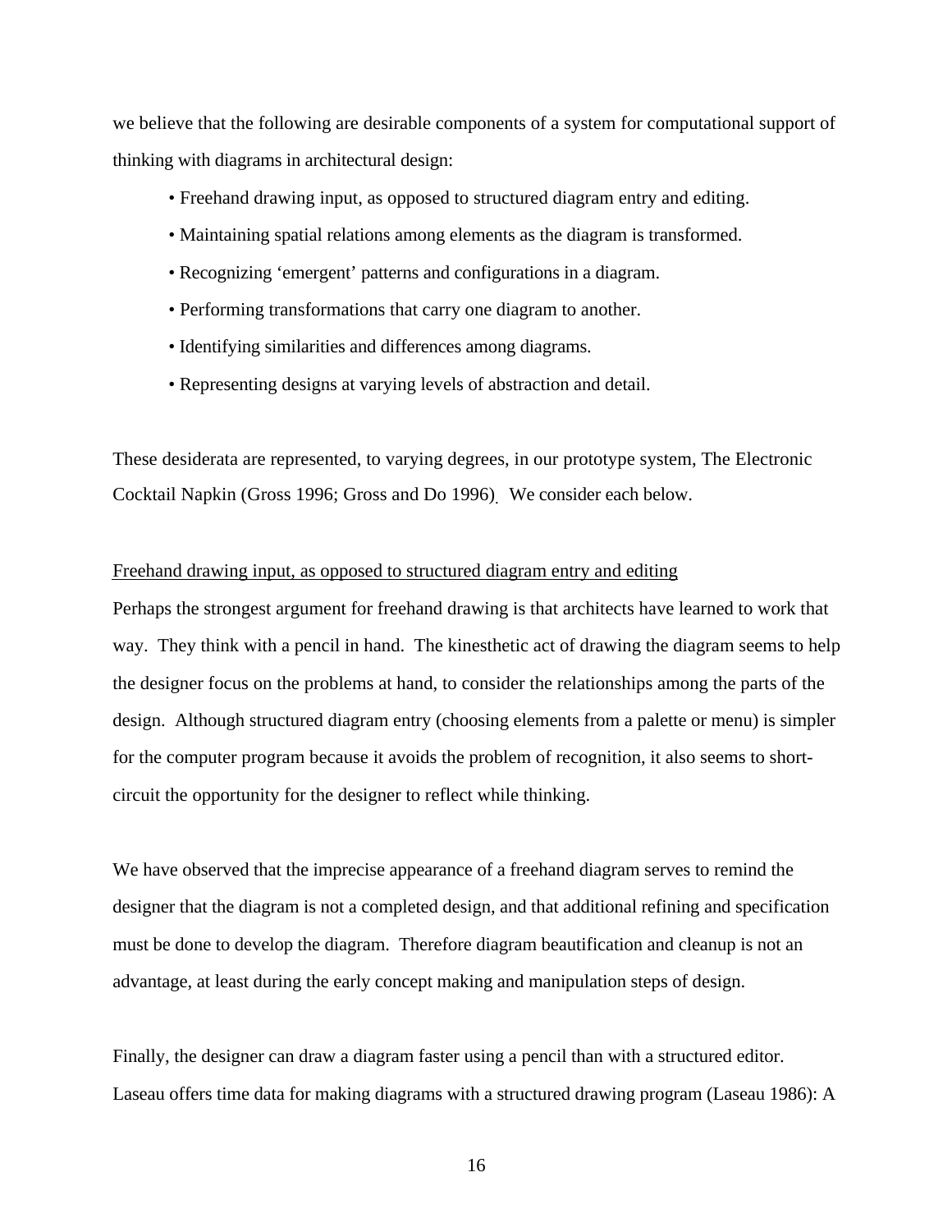we believe that the following are desirable components of a system for computational support of thinking with diagrams in architectural design:

- Freehand drawing input, as opposed to structured diagram entry and editing.
- Maintaining spatial relations among elements as the diagram is transformed.
- Recognizing 'emergent' patterns and configurations in a diagram.
- Performing transformations that carry one diagram to another.
- Identifying similarities and differences among diagrams.
- Representing designs at varying levels of abstraction and detail.

These desiderata are represented, to varying degrees, in our prototype system, The Electronic Cocktail Napkin (Gross 1996; Gross and Do 1996). We consider each below.

<u>Freehand drawing input, as opposed to structured diagram entry and editing</u>

Perhaps the strongest argument for freehand drawing is that architects have learned to work that way. They think with a pencil in hand. The kinesthetic act of drawing the diagram seems to help the designer focus on the problems at hand, to consider the relationships among the parts of the design. Although structured diagram entry (choosing elements from a palette or menu) is simpler for the computer program because it avoids the problem of recognition, it also seems to short-circuit the opportunity for the designer to reflect while thinking.

We have observed that the imprecise appearance of a freehand diagram serves to remind the designer that the diagram is not a completed design, and that additional refining and specification must be done to develop the diagram. Therefore diagram beautification and cleanup is not an advantage, at least during the early concept making and manipulation steps of design.

Finally, the designer can draw a diagram faster using a pencil than with a structured editor. Laseau offers time data for making diagrams with a structured drawing program (Laseau 1986): A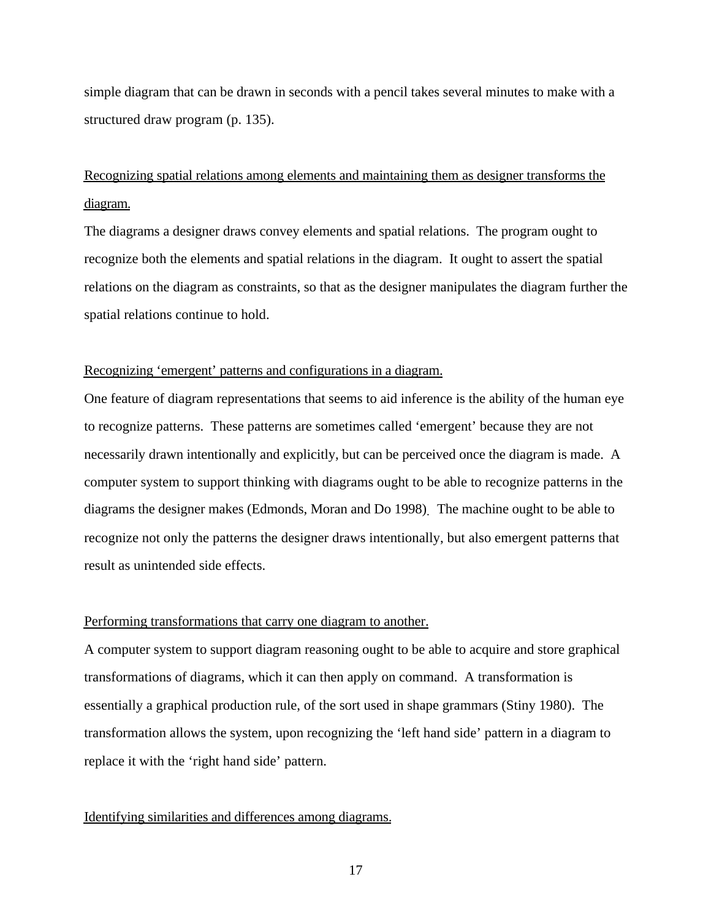simple diagram that can be drawn in seconds with a pencil takes several minutes to make with a structured draw program (p. 135).

<u>Recognizing spatial relations among elements and maintaining them as designer transforms the diagram.</u>

The diagrams a designer draws convey elements and spatial relations. The program ought to recognize both the elements and spatial relations in the diagram. It ought to assert the spatial relations on the diagram as constraints, so that as the designer manipulates the diagram further the spatial relations continue to hold.

<u>Recognizing 'emergent' patterns and configurations in a diagram.</u>

One feature of diagram representations that seems to aid inference is the ability of the human eye to recognize patterns. These patterns are sometimes called 'emergent' because they are not necessarily drawn intentionally and explicitly, but can be perceived once the diagram is made. A computer system to support thinking with diagrams ought to be able to recognize patterns in the diagrams the designer makes (Edmonds, Moran and Do 1998). The machine ought to be able to recognize not only the patterns the designer draws intentionally, but also emergent patterns that result as unintended side effects.

<u>Performing transformations that carry one diagram to another.</u>

A computer system to support diagram reasoning ought to be able to acquire and store graphical transformations of diagrams, which it can then apply on command. A transformation is essentially a graphical production rule, of the sort used in shape grammars (Stiny 1980). The transformation allows the system, upon recognizing the 'left hand side' pattern in a diagram to replace it with the 'right hand side' pattern.

<u>Identifying similarities and differences among diagrams.</u>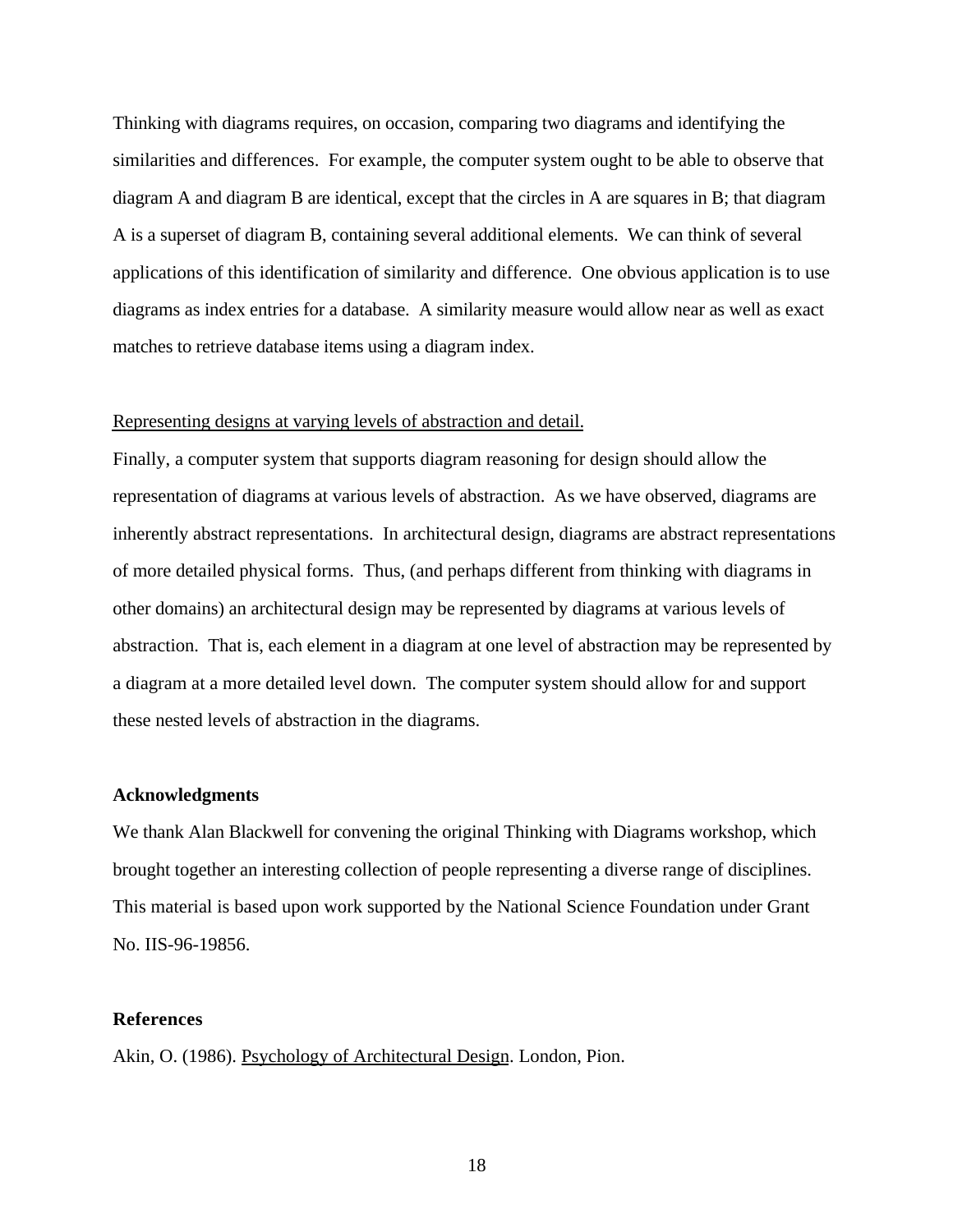Thinking with diagrams requires, on occasion, comparing two diagrams and identifying the similarities and differences. For example, the computer system ought to be able to observe that diagram A and diagram B are identical, except that the circles in A are squares in B; that diagram A is a superset of diagram B, containing several additional elements. We can think of several applications of this identification of similarity and difference. One obvious application is to use diagrams as index entries for a database. A similarity measure would allow near as well as exact matches to retrieve database items using a diagram index.

<u>Representing designs at varying levels of abstraction and detail.</u>

Finally, a computer system that supports diagram reasoning for design should allow the representation of diagrams at various levels of abstraction. As we have observed, diagrams are inherently abstract representations. In architectural design, diagrams are abstract representations of more detailed physical forms. Thus, (and perhaps different from thinking with diagrams in other domains) an architectural design may be represented by diagrams at various levels of abstraction. That is, each element in a diagram at one level of abstraction may be represented by a diagram at a more detailed level down. The computer system should allow for and support these nested levels of abstraction in the diagrams.

**Acknowledgments**

We thank Alan Blackwell for convening the original Thinking with Diagrams workshop, which brought together an interesting collection of people representing a diverse range of disciplines. This material is based upon work supported by the National Science Foundation under Grant No. IIS-96-19856.

**References**

Akin, O. (1986). <u>Psychology of Architectural Design</u>. London, Pion.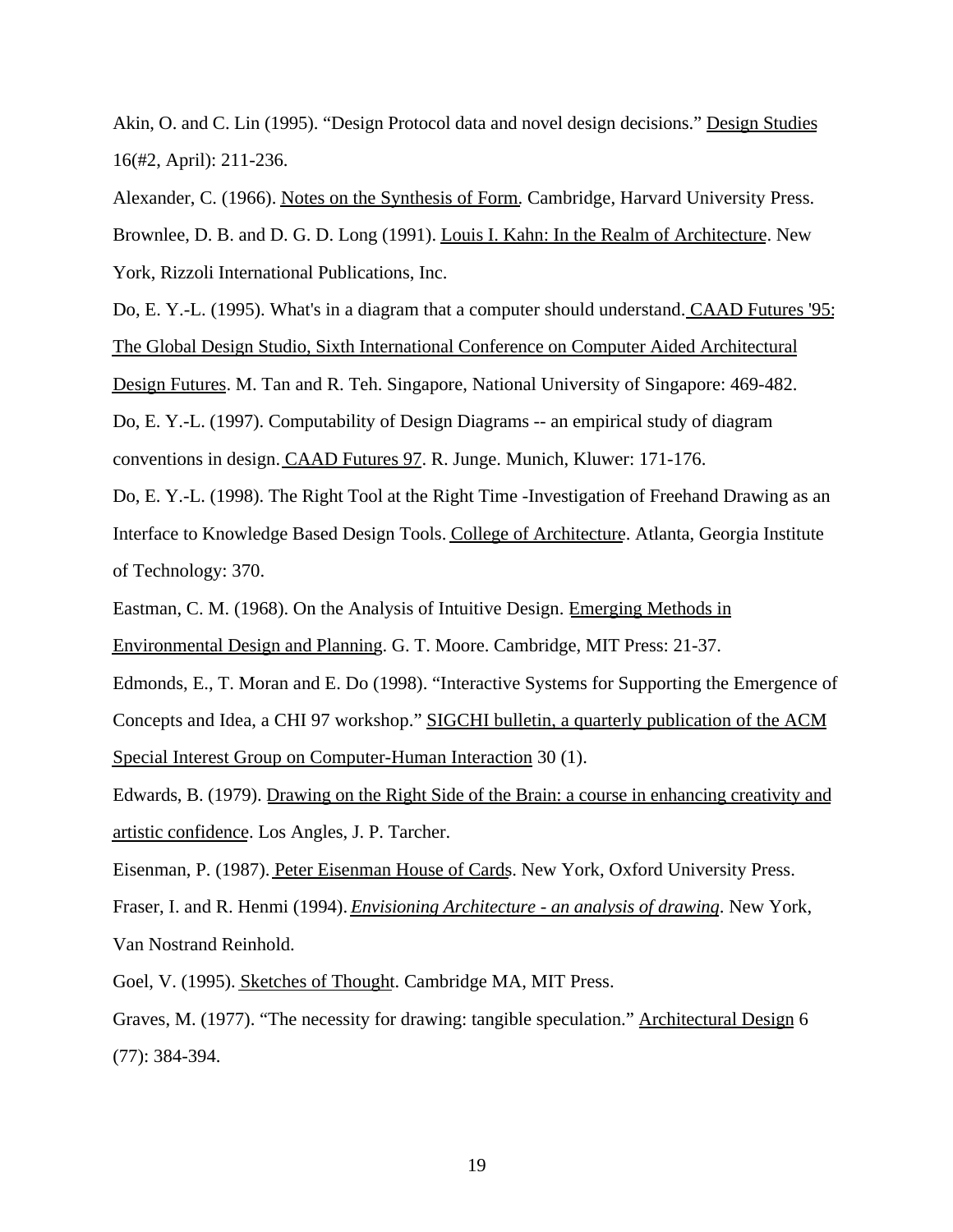Akin, O. and C. Lin (1995). “Design Protocol data and novel design decisions.” Design Studies 16(#2, April): 211-236.

Alexander, C. (1966). Notes on the Synthesis of Form. Cambridge, Harvard University Press.

Brownlee, D. B. and D. G. D. Long (1991). Louis I. Kahn: In the Realm of Architecture. New York, Rizzoli International Publications, Inc.

Do, E. Y.-L. (1995). What's in a diagram that a computer should understand. CAAD Futures '95: The Global Design Studio, Sixth International Conference on Computer Aided Architectural Design Futures. M. Tan and R. Teh. Singapore, National University of Singapore: 469-482.

Do, E. Y.-L. (1997). Computability of Design Diagrams -- an empirical study of diagram conventions in design. CAAD Futures 97. R. Junge. Munich, Kluwer: 171-176.

Do, E. Y.-L. (1998). The Right Tool at the Right Time -Investigation of Freehand Drawing as an Interface to Knowledge Based Design Tools. College of Architecture. Atlanta, Georgia Institute of Technology: 370.

Eastman, C. M. (1968). On the Analysis of Intuitive Design. Emerging Methods in Environmental Design and Planning. G. T. Moore. Cambridge, MIT Press: 21-37.

Edmonds, E., T. Moran and E. Do (1998). “Interactive Systems for Supporting the Emergence of Concepts and Idea, a CHI 97 workshop.” SIGCHI bulletin, a quarterly publication of the ACM Special Interest Group on Computer-Human Interaction 30 (1).

Edwards, B. (1979). Drawing on the Right Side of the Brain: a course in enhancing creativity and artistic confidence. Los Angles, J. P. Tarcher.

Eisenman, P. (1987). Peter Eisenman House of Cards. New York, Oxford University Press.

Fraser, I. and R. Henmi (1994). *Envisioning Architecture - an analysis of drawing*. New York, Van Nostrand Reinhold.

Goel, V. (1995). Sketches of Thought. Cambridge MA, MIT Press.

Graves, M. (1977). “The necessity for drawing: tangible speculation.” Architectural Design 6 (77): 384-394.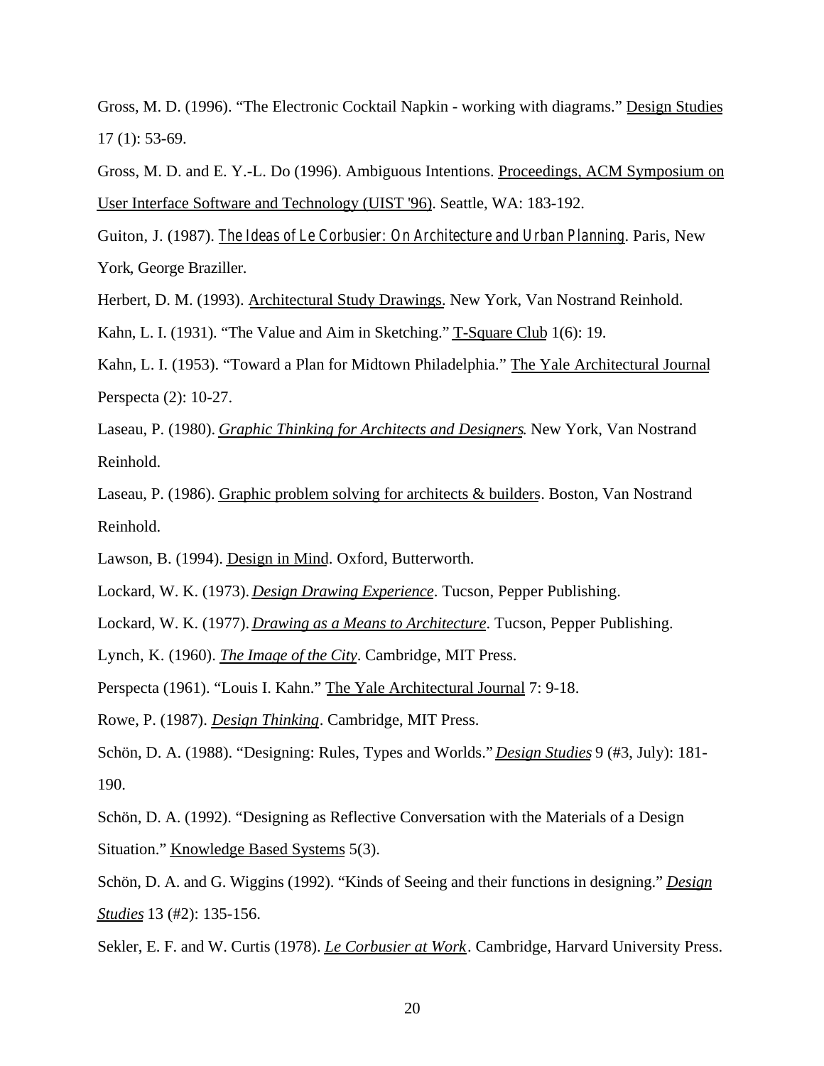Gross, M. D. (1996). "The Electronic Cocktail Napkin - working with diagrams." Design Studies 17 (1): 53-69.

Gross, M. D. and E. Y.-L. Do (1996). Ambiguous Intentions. Proceedings, ACM Symposium on User Interface Software and Technology (UIST '96). Seattle, WA: 183-192.

Guiton, J. (1987). *The Ideas of Le Corbusier: On Architecture and Urban Planning*. Paris, New York, George Braziller.

Herbert, D. M. (1993). Architectural Study Drawings. New York, Van Nostrand Reinhold.

Kahn, L. I. (1931). "The Value and Aim in Sketching." T-Square Club 1(6): 19.

Kahn, L. I. (1953). "Toward a Plan for Midtown Philadelphia." The Yale Architectural Journal Perspecta (2): 10-27.

Laseau, P. (1980). *Graphic Thinking for Architects and Designers*. New York, Van Nostrand Reinhold.

Laseau, P. (1986). Graphic problem solving for architects & builders. Boston, Van Nostrand Reinhold.

Lawson, B. (1994). Design in Mind. Oxford, Butterworth.

Lockard, W. K. (1973). *Design Drawing Experience*. Tucson, Pepper Publishing.

Lockard, W. K. (1977). *Drawing as a Means to Architecture*. Tucson, Pepper Publishing.

Lynch, K. (1960). *The Image of the City*. Cambridge, MIT Press.

Perspecta (1961). "Louis I. Kahn." The Yale Architectural Journal 7: 9-18.

Rowe, P. (1987). *Design Thinking*. Cambridge, MIT Press.

Schön, D. A. (1988). "Designing: Rules, Types and Worlds." *Design Studies* 9 (#3, July): 181-190.

Schön, D. A. (1992). "Designing as Reflective Conversation with the Materials of a Design Situation." Knowledge Based Systems 5(3).

Schön, D. A. and G. Wiggins (1992). "Kinds of Seeing and their functions in designing." *Design Studies* 13 (#2): 135-156.

Sekler, E. F. and W. Curtis (1978). *Le Corbusier at Work*. Cambridge, Harvard University Press.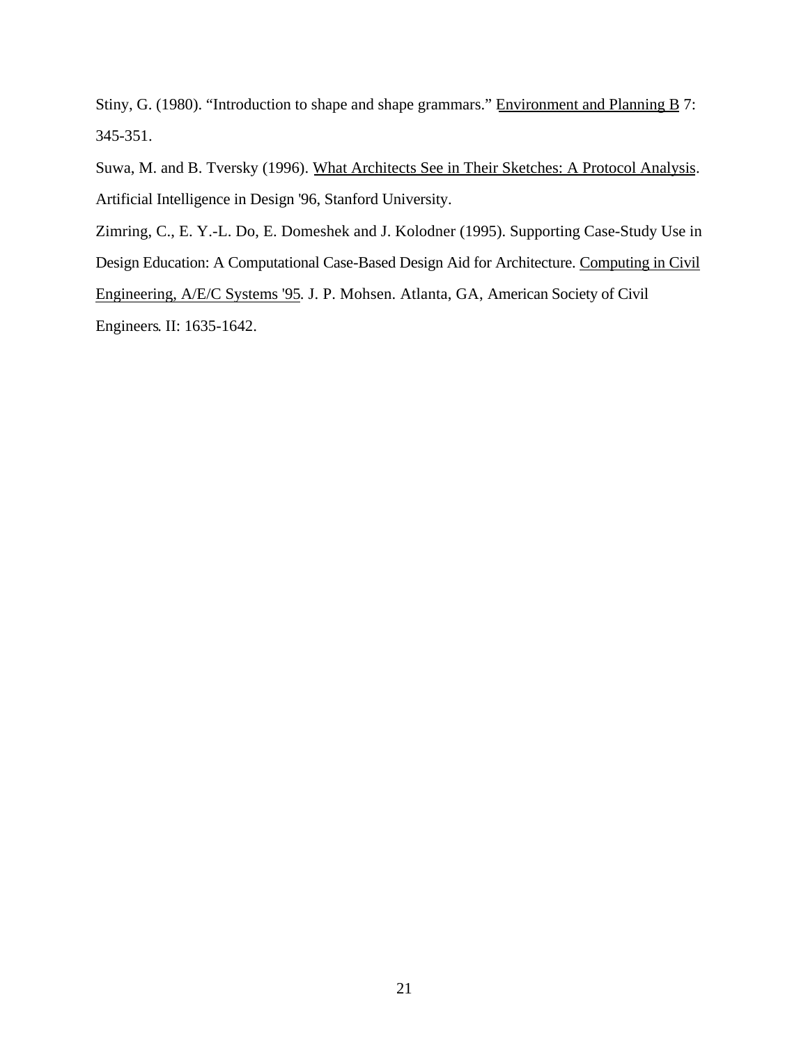Stiny, G. (1980). “Introduction to shape and shape grammars.” Environment and Planning B 7: 345-351.

Suwa, M. and B. Tversky (1996). What Architects See in Their Sketches: A Protocol Analysis. Artificial Intelligence in Design '96, Stanford University.

Zimring, C., E. Y.-L. Do, E. Domeshek and J. Kolodner (1995). Supporting Case-Study Use in Design Education: A Computational Case-Based Design Aid for Architecture. Computing in Civil Engineering, A/E/C Systems '95. J. P. Mohsen. Atlanta, GA, American Society of Civil Engineers. II: 1635-1642.